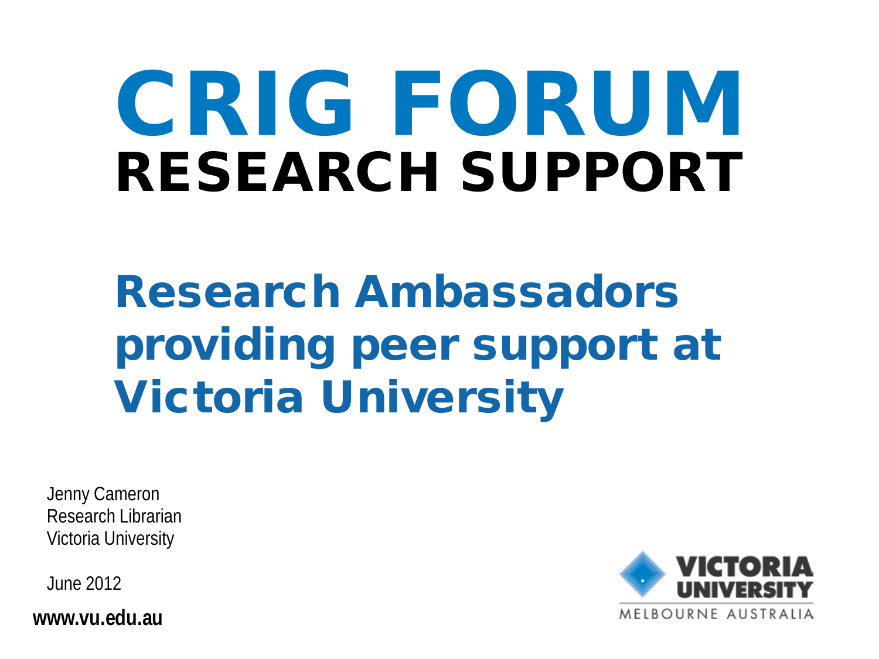# CRIG FORUM

## RESEARCH SUPPORT

## Research Ambassadors providing peer support at Victoria University

Jenny Cameron
Research Librarian
Victoria University

June 2012

**www.vu.edu.au**

VICTORIA UNIVERSITY
MELBOURNE AUSTRALIA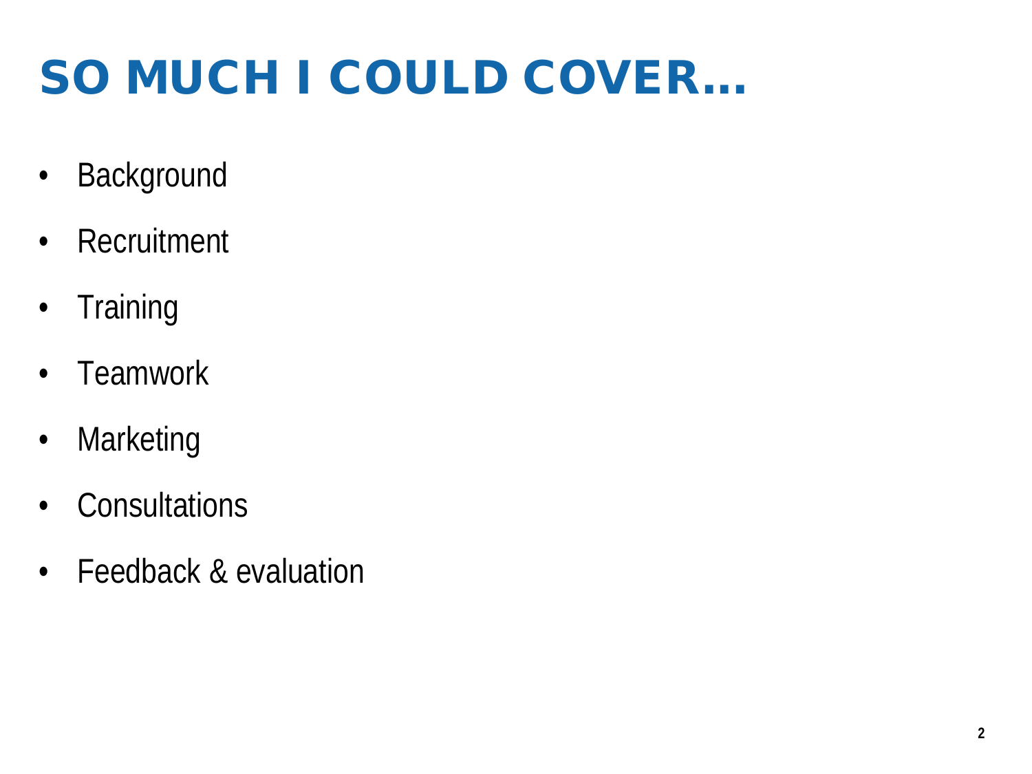# SO MUCH I COULD COVER…

- Background
- Recruitment
- Training
- Teamwork
- Marketing
- Consultations
- Feedback & evaluation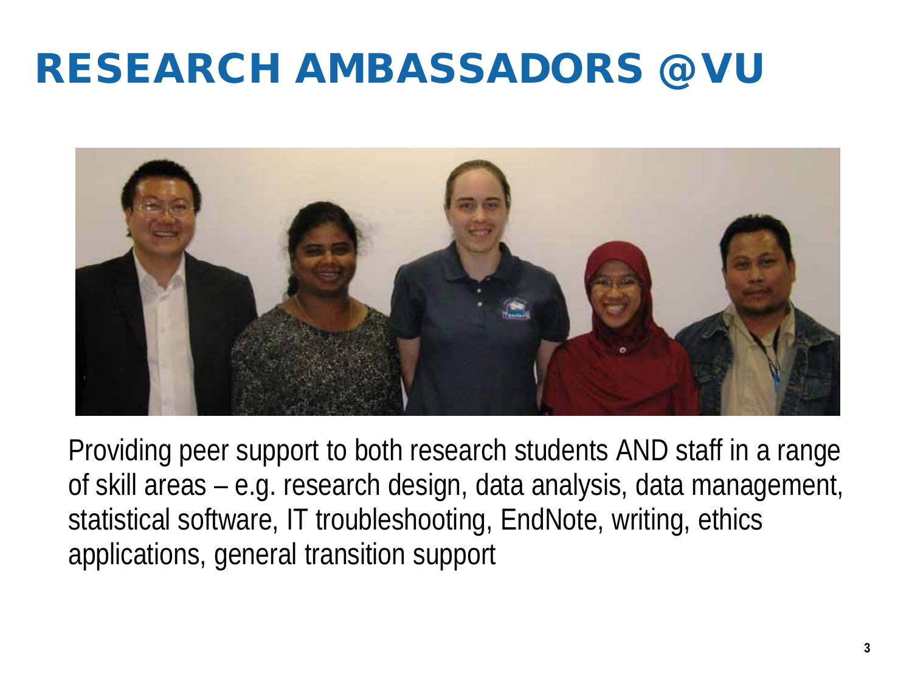# RESEARCH AMBASSADORS @VU

Providing peer support to both research students AND staff in a range of skill areas – e.g. research design, data analysis, data management, statistical software, IT troubleshooting, EndNote, writing, ethics applications, general transition support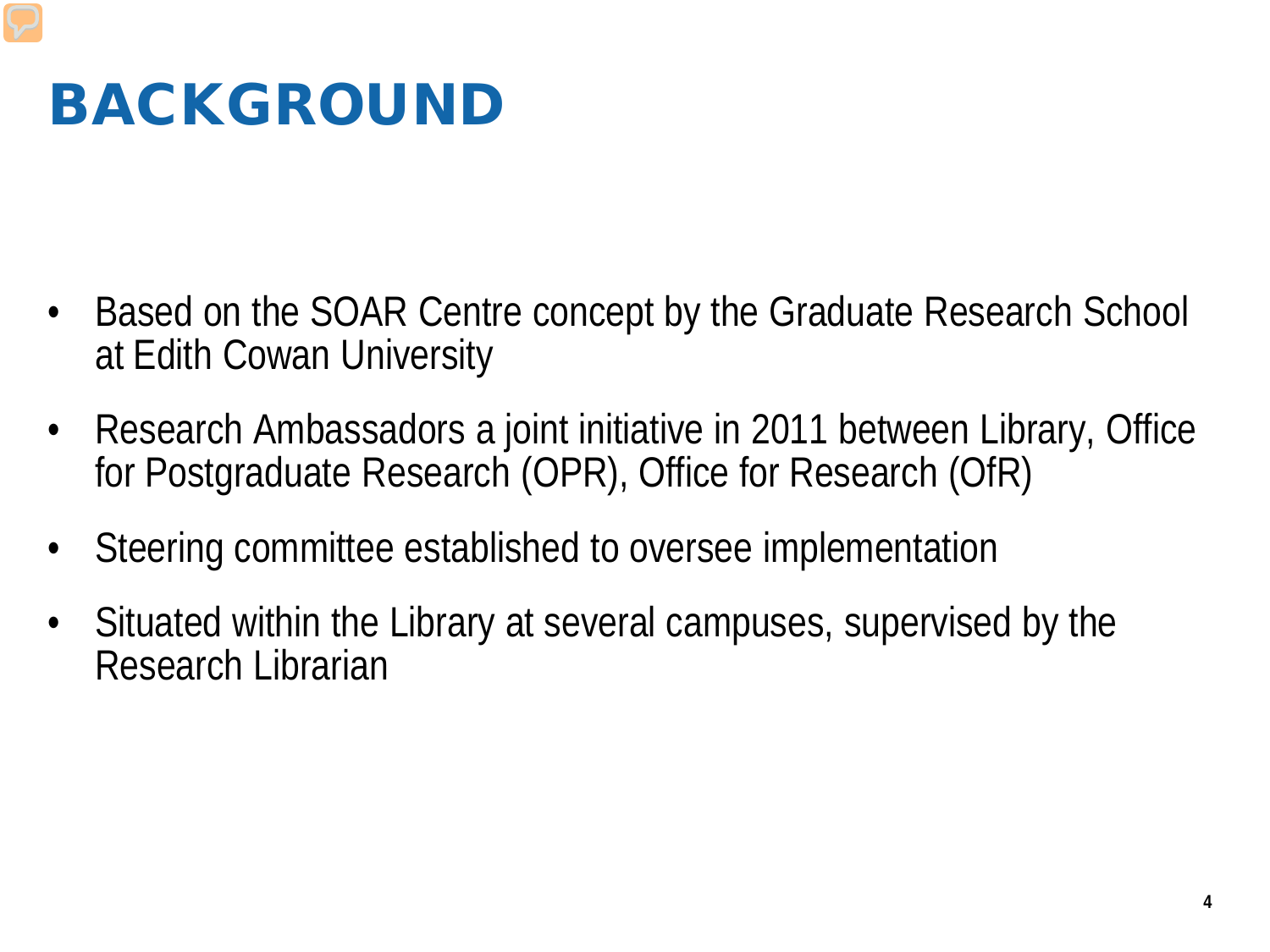# BACKGROUND

- Based on the SOAR Centre concept by the Graduate Research School at Edith Cowan University
- Research Ambassadors a joint initiative in 2011 between Library, Office for Postgraduate Research (OPR), Office for Research (OfR)
- Steering committee established to oversee implementation
- Situated within the Library at several campuses, supervised by the Research Librarian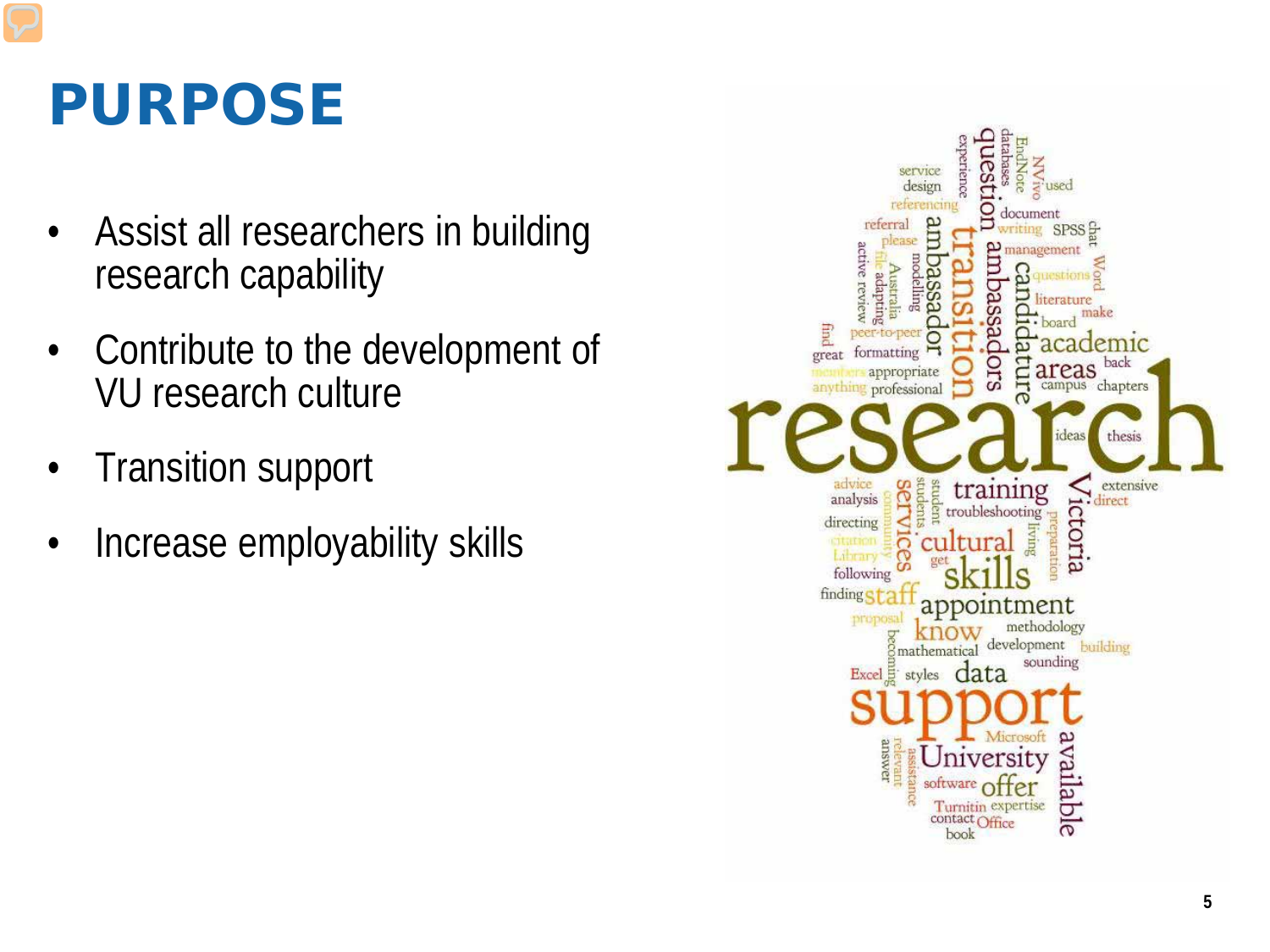# PURPOSE

- Assist all researchers in building research capability
- Contribute to the development of VU research culture
- Transition support
- Increase employability skills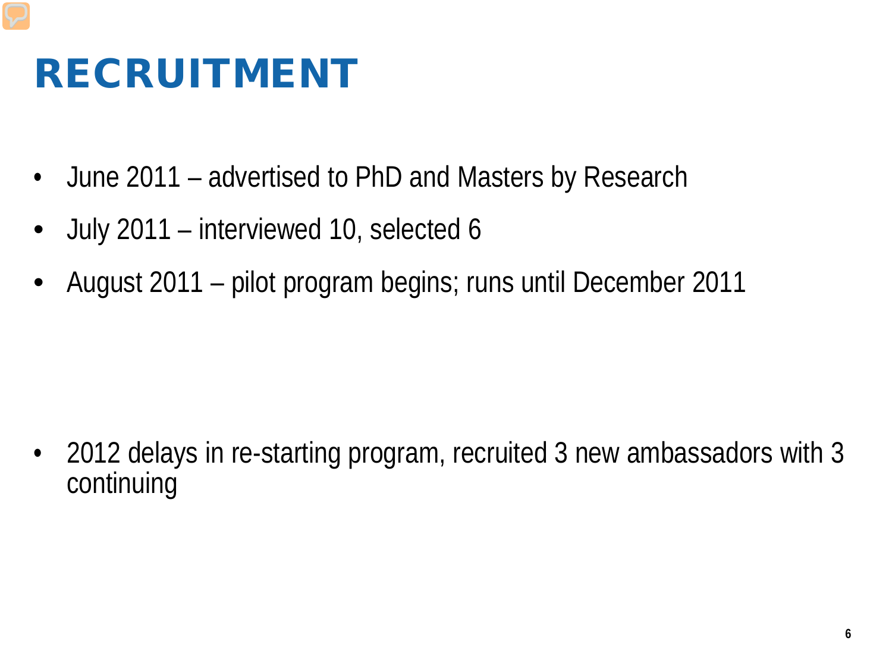# RECRUITMENT

- June 2011 – advertised to PhD and Masters by Research
- July 2011 – interviewed 10, selected 6
- August 2011 – pilot program begins; runs until December 2011

- 2012 delays in re-starting program, recruited 3 new ambassadors with 3 continuing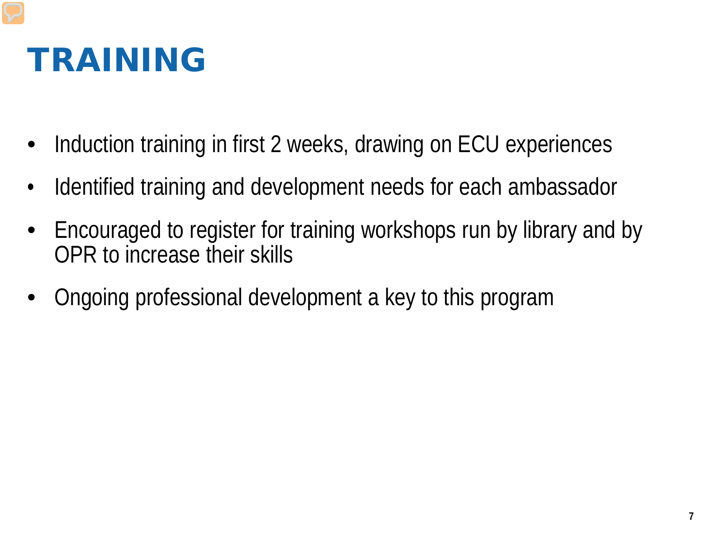# TRAINING

- Induction training in first 2 weeks, drawing on ECU experiences
- Identified training and development needs for each ambassador
- Encouraged to register for training workshops run by library and by OPR to increase their skills
- Ongoing professional development a key to this program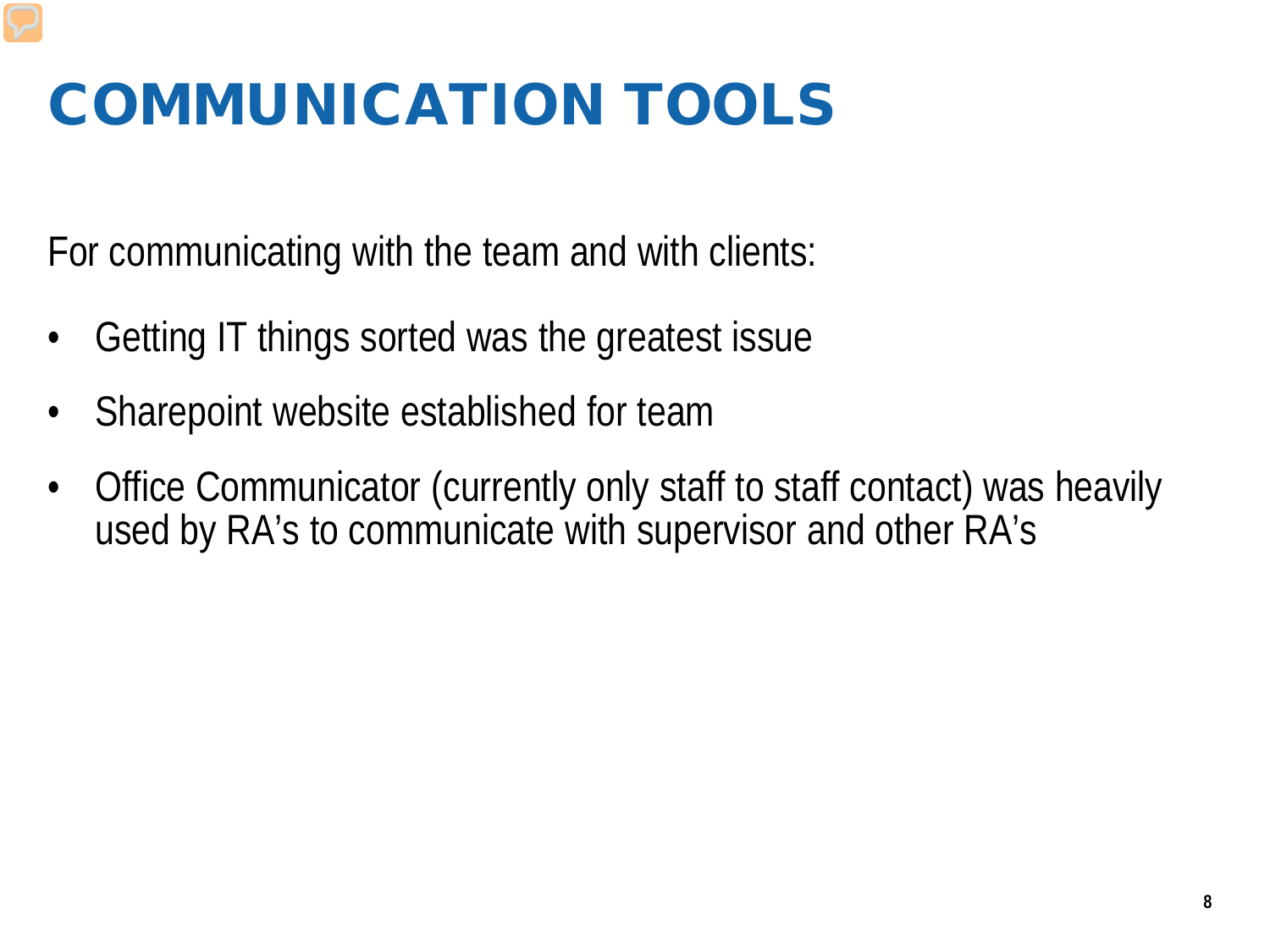# COMMUNICATION TOOLS

For communicating with the team and with clients:

- Getting IT things sorted was the greatest issue
- Sharepoint website established for team
- Office Communicator (currently only staff to staff contact) was heavily used by RA’s to communicate with supervisor and other RA’s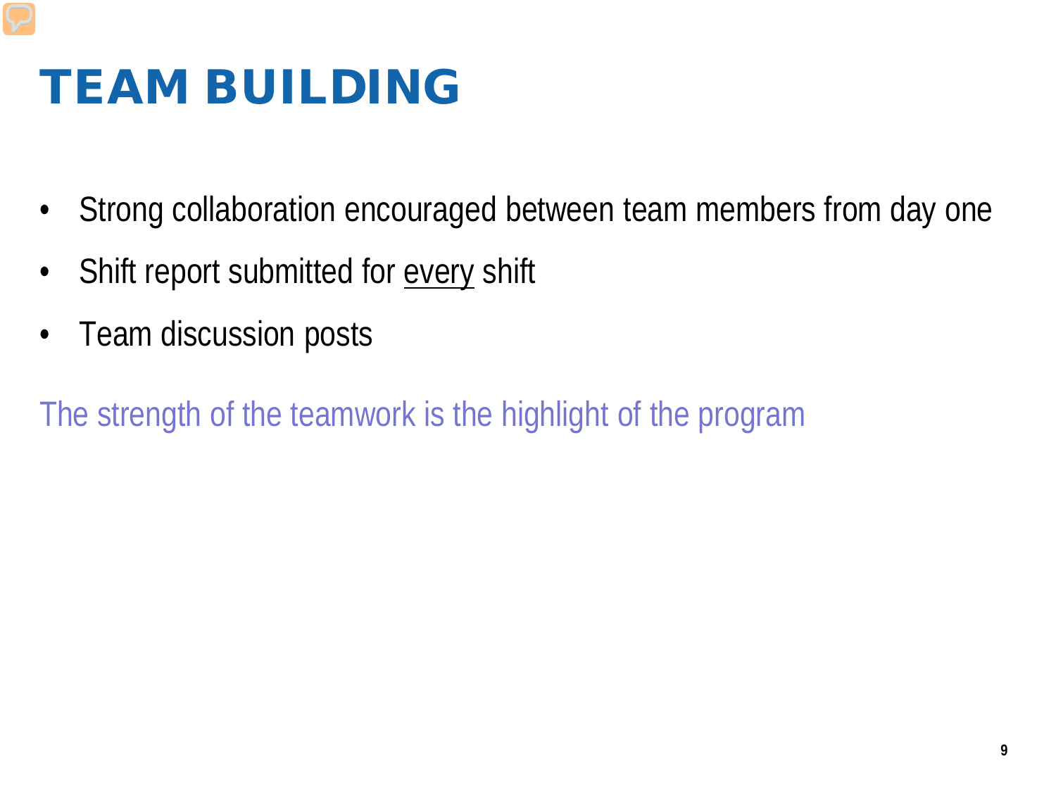# TEAM BUILDING

- Strong collaboration encouraged between team members from day one
- Shift report submitted for <u>every</u> shift
- Team discussion posts

The strength of the teamwork is the highlight of the program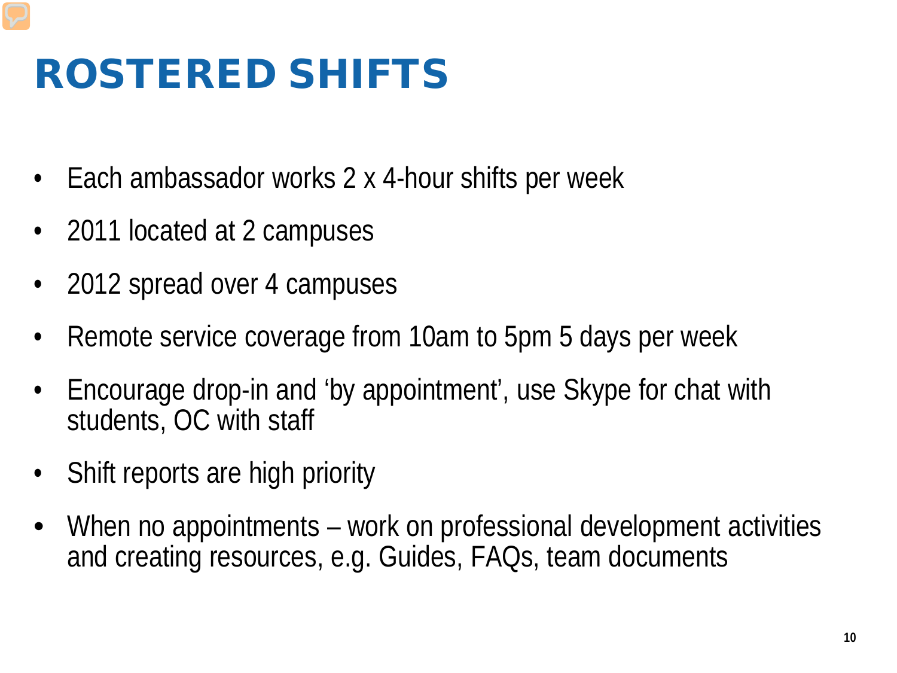# ROSTERED SHIFTS

- Each ambassador works 2 x 4-hour shifts per week
- 2011 located at 2 campuses
- 2012 spread over 4 campuses
- Remote service coverage from 10am to 5pm 5 days per week
- Encourage drop-in and 'by appointment', use Skype for chat with students, OC with staff
- Shift reports are high priority
- When no appointments – work on professional development activities and creating resources, e.g. Guides, FAQs, team documents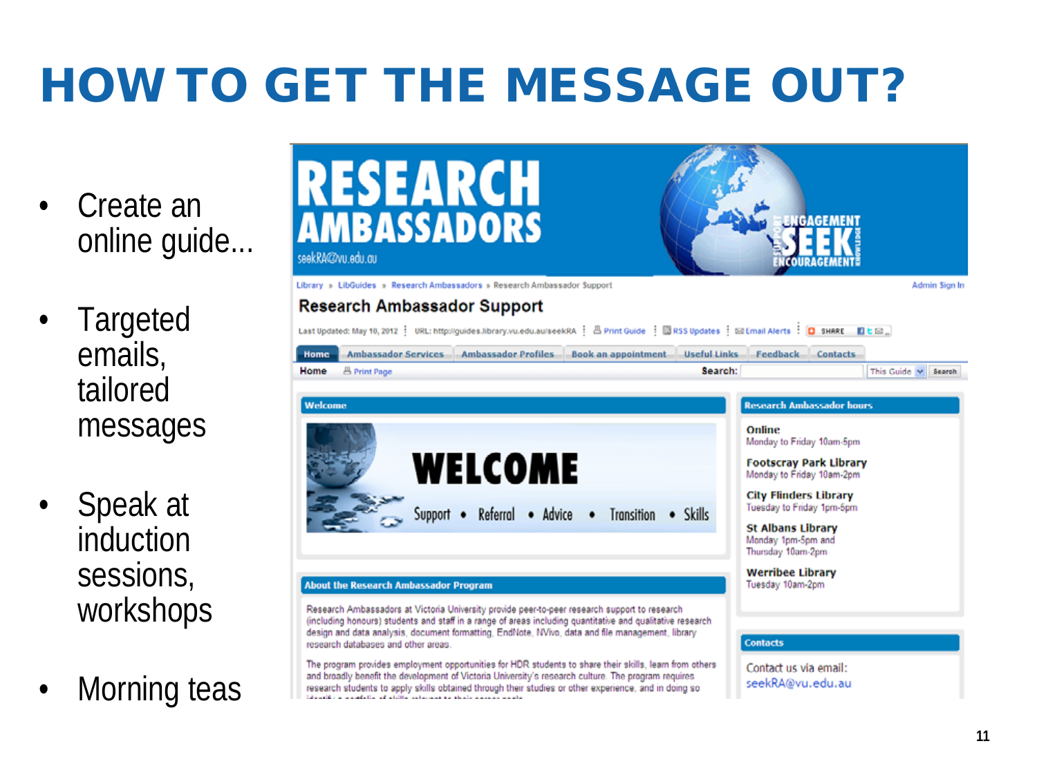# HOW TO GET THE MESSAGE OUT?

- Create an online guide...
- Targeted emails, tailored messages
- Speak at induction sessions, workshops
- Morning teas

RESEARCH AMBASSADORS

seekRA@vu.edu.au

ENGAGEMENT SUPPORT SEEK KNOWLEDGE ENCOURAGEMENT

Library » LibGuides » Research Ambassadors » Research Ambassador Support

Admin Sign In

## Research Ambassador Support

Last Updated: May 10, 2012 | URL: http://guides.library.vu.edu.au/seekRA | Print Guide | RSS Updates | Email Alerts | SHARE

Home | Ambassador Services | Ambassador Profiles | Book an appointment | Useful Links | Feedback | Contacts

Home | Print Page | Search: | This Guide | Search

**Welcome**

WELCOME

Support • Referral • Advice • Transition • Skills

**About the Research Ambassador Program**

Research Ambassadors at Victoria University provide peer-to-peer research support to research (including honours) students and staff in a range of areas including quantitative and qualitative research design and data analysis, document formatting, EndNote, NVivo, data and file management, library research databases and other areas.

The program provides employment opportunities for HDR students to share their skills, learn from others and broadly benefit the development of Victoria University's research culture. The program requires research students to apply skills obtained through their studies or other experience, and in doing so

**Research Ambassador hours**

**Online**
Monday to Friday 10am-5pm

**Footscray Park Library**
Monday to Friday 10am-2pm

**City Flinders Library**
Tuesday to Friday 1pm-5pm

**St Albans Library**
Monday 1pm-5pm and Thursday 10am-2pm

**Werribee Library**
Tuesday 10am-2pm

**Contacts**

Contact us via email:
seekRA@vu.edu.au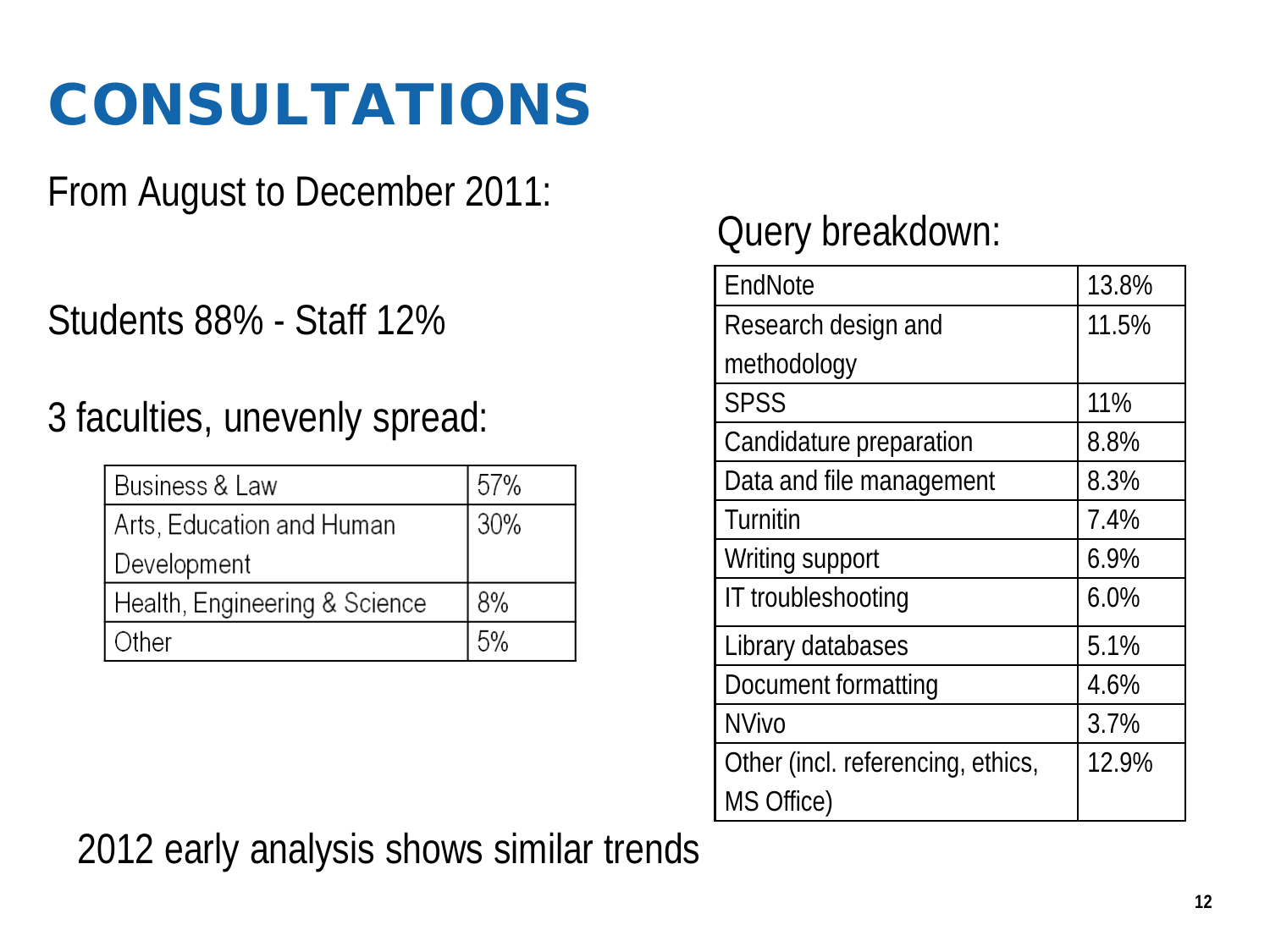# CONSULTATIONS

From August to December 2011:

Students 88% - Staff 12%

3 faculties, unevenly spread:

| Business & Law | 57% |
|---|---|
| Arts, Education and Human Development | 30% |
| Health, Engineering & Science | 8% |
| Other | 5% |

Query breakdown:

| EndNote | 13.8% |
|---|---|
| Research design and methodology | 11.5% |
| SPSS | 11% |
| Candidature preparation | 8.8% |
| Data and file management | 8.3% |
| Turnitin | 7.4% |
| Writing support | 6.9% |
| IT troubleshooting | 6.0% |
| Library databases | 5.1% |
| Document formatting | 4.6% |
| NVivo | 3.7% |
| Other (incl. referencing, ethics, MS Office) | 12.9% |

2012 early analysis shows similar trends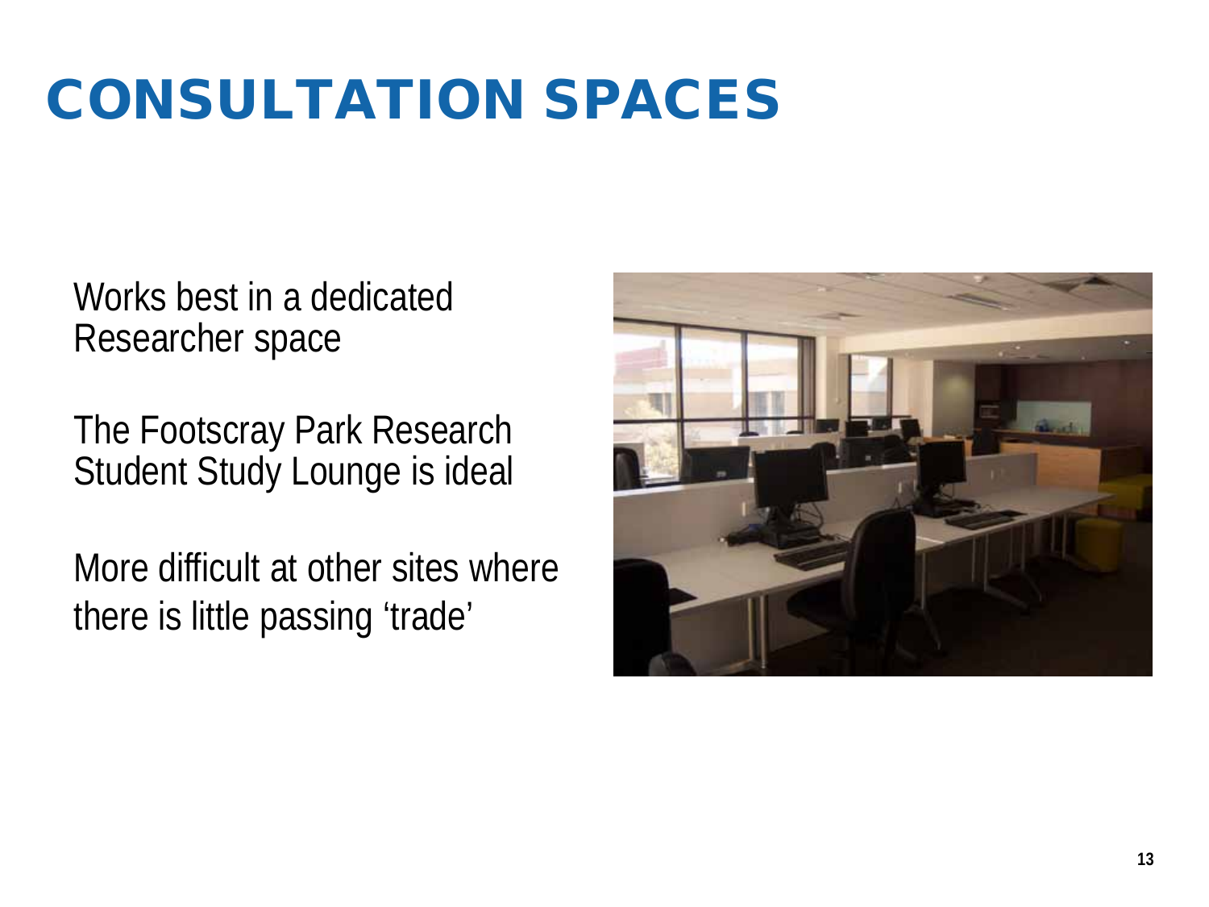# CONSULTATION SPACES

Works best in a dedicated Researcher space

The Footscray Park Research Student Study Lounge is ideal

More difficult at other sites where there is little passing 'trade'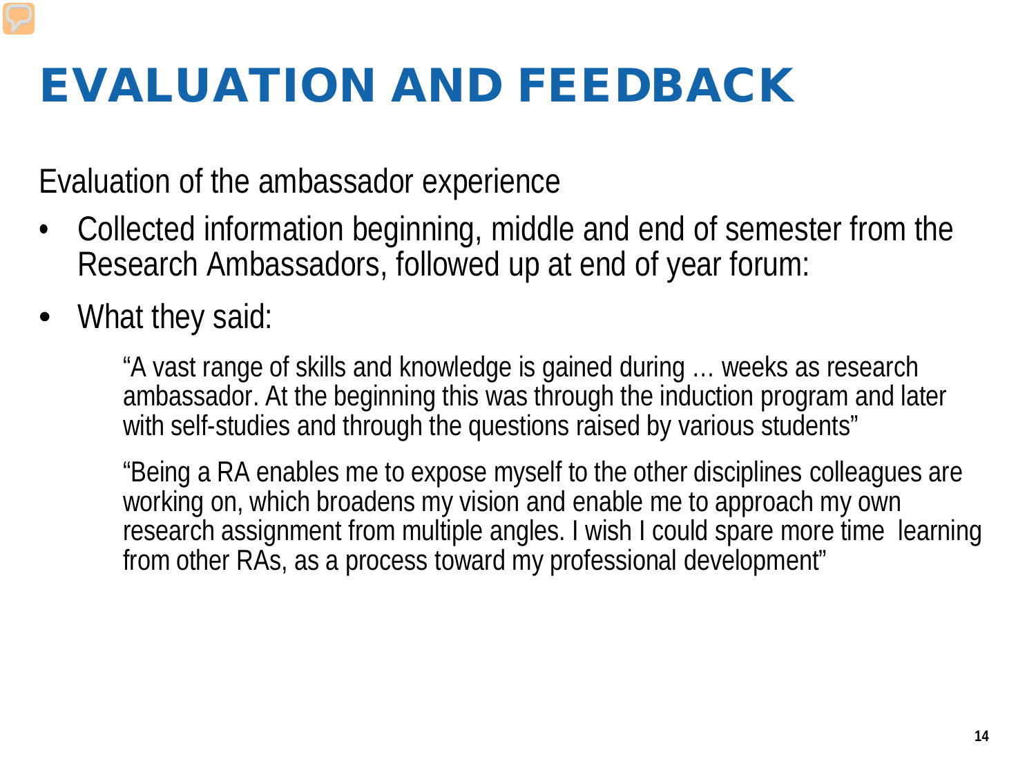# EVALUATION AND FEEDBACK

Evaluation of the ambassador experience

- Collected information beginning, middle and end of semester from the Research Ambassadors, followed up at end of year forum:
- What they said:

  "A vast range of skills and knowledge is gained during … weeks as research ambassador. At the beginning this was through the induction program and later with self-studies and through the questions raised by various students"

  "Being a RA enables me to expose myself to the other disciplines colleagues are working on, which broadens my vision and enable me to approach my own research assignment from multiple angles. I wish I could spare more time learning from other RAs, as a process toward my professional development"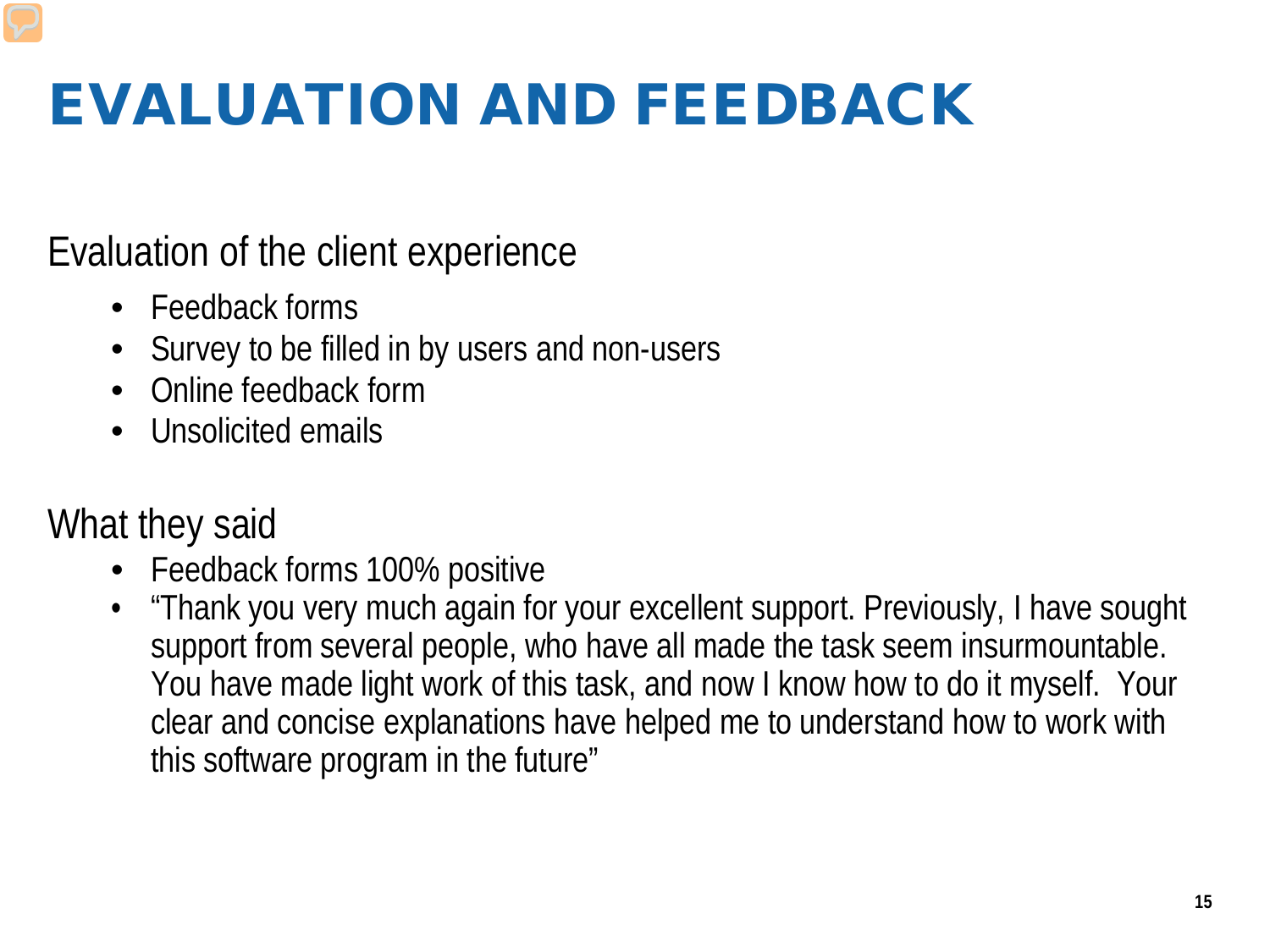# EVALUATION AND FEEDBACK

## Evaluation of the client experience

- Feedback forms
- Survey to be filled in by users and non-users
- Online feedback form
- Unsolicited emails

## What they said

- Feedback forms 100% positive
- "Thank you very much again for your excellent support. Previously, I have sought support from several people, who have all made the task seem insurmountable. You have made light work of this task, and now I know how to do it myself. Your clear and concise explanations have helped me to understand how to work with this software program in the future"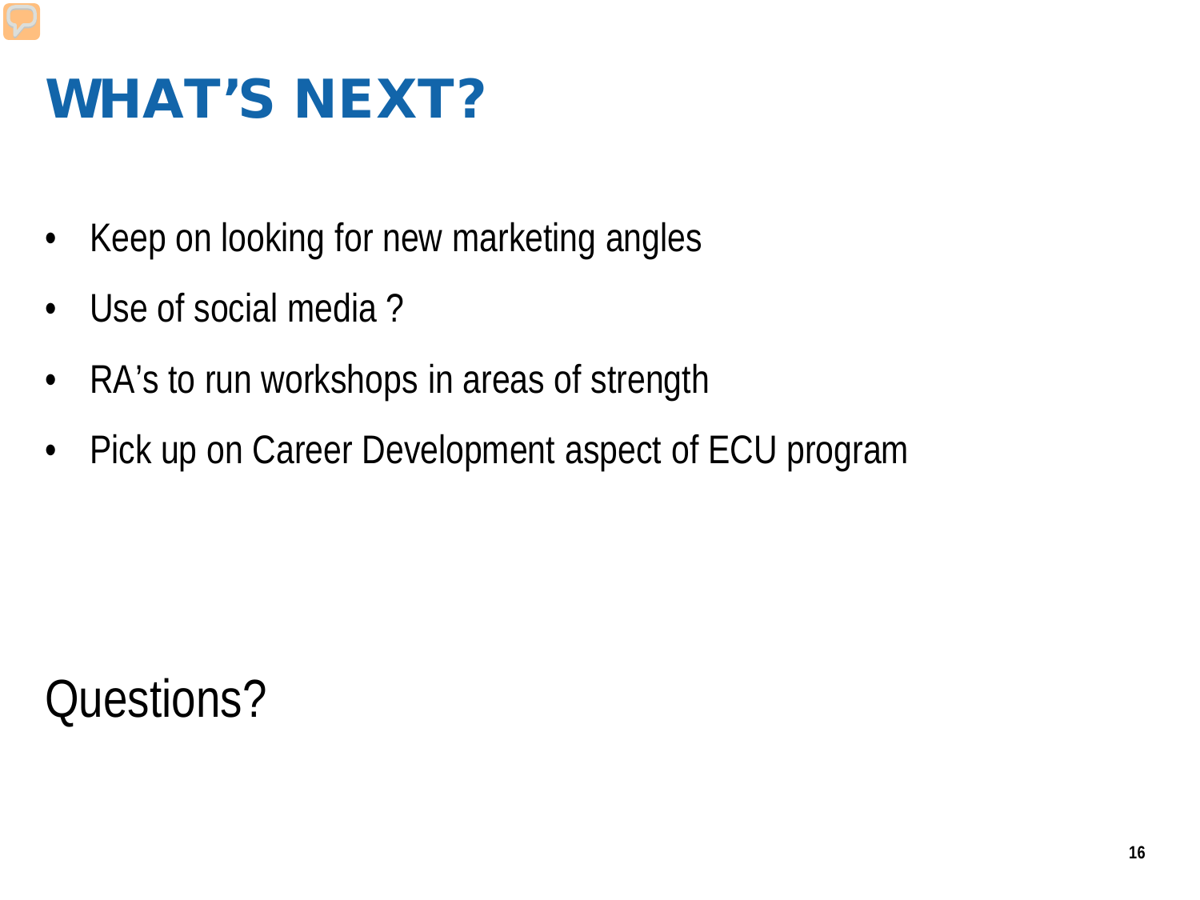# WHAT'S NEXT?

- Keep on looking for new marketing angles
- Use of social media ?
- RA's to run workshops in areas of strength
- Pick up on Career Development aspect of ECU program

Questions?